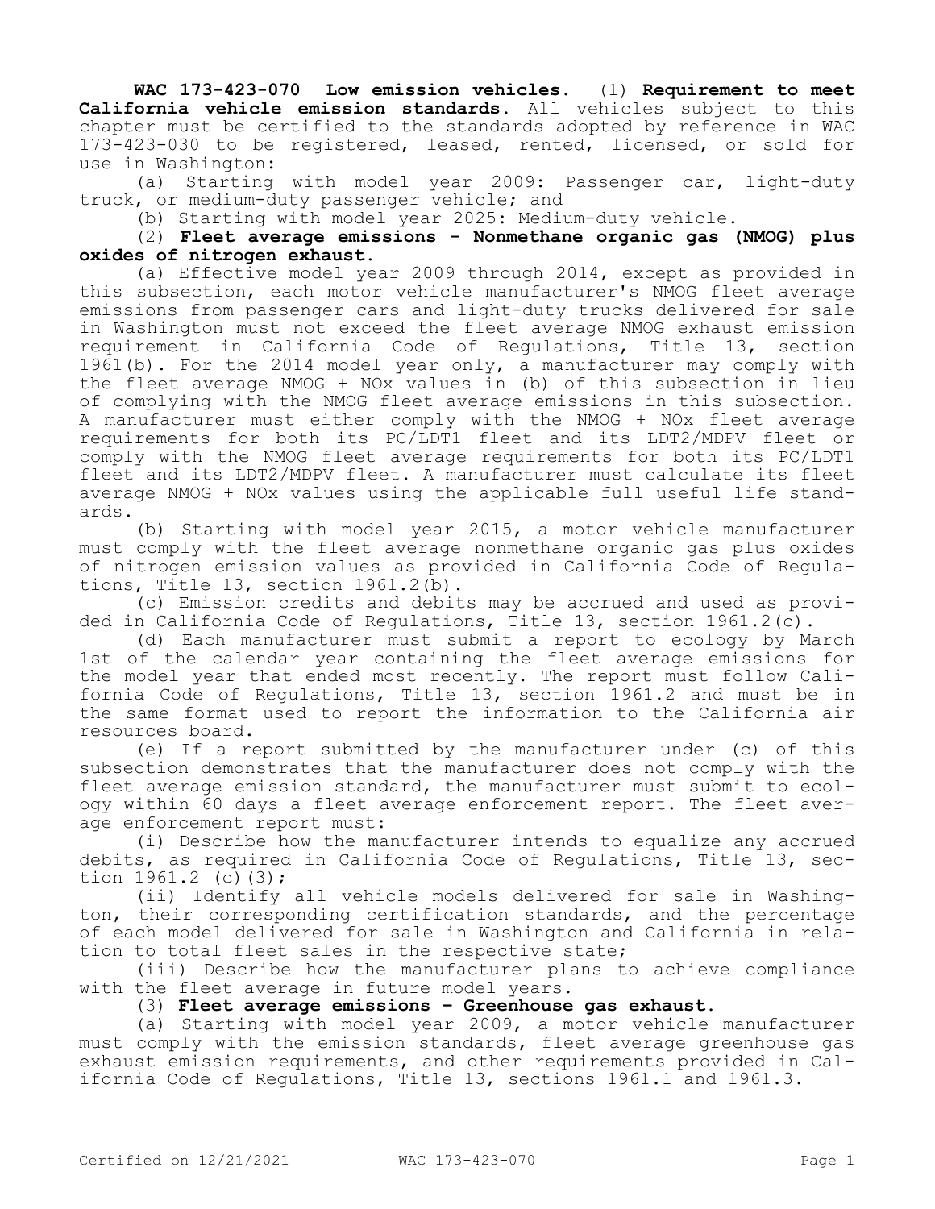**WAC 173-423-070 Low emission vehicles.** (1) **Requirement to meet California vehicle emission standards.** All vehicles subject to this chapter must be certified to the standards adopted by reference in WAC 173-423-030 to be registered, leased, rented, licensed, or sold for use in Washington:

(a) Starting with model year 2009: Passenger car, light-duty truck, or medium-duty passenger vehicle; and

(b) Starting with model year 2025: Medium-duty vehicle.

(2) **Fleet average emissions - Nonmethane organic gas (NMOG) plus oxides of nitrogen exhaust.**

(a) Effective model year 2009 through 2014, except as provided in this subsection, each motor vehicle manufacturer's NMOG fleet average emissions from passenger cars and light-duty trucks delivered for sale in Washington must not exceed the fleet average NMOG exhaust emission requirement in California Code of Regulations, Title 13, section 1961(b). For the 2014 model year only, a manufacturer may comply with the fleet average NMOG + NOx values in (b) of this subsection in lieu of complying with the NMOG fleet average emissions in this subsection. A manufacturer must either comply with the NMOG + NOx fleet average requirements for both its PC/LDT1 fleet and its LDT2/MDPV fleet or comply with the NMOG fleet average requirements for both its PC/LDT1 fleet and its LDT2/MDPV fleet. A manufacturer must calculate its fleet average NMOG + NOx values using the applicable full useful life standards.

(b) Starting with model year 2015, a motor vehicle manufacturer must comply with the fleet average nonmethane organic gas plus oxides of nitrogen emission values as provided in California Code of Regulations, Title 13, section 1961.2(b).

(c) Emission credits and debits may be accrued and used as provided in California Code of Regulations, Title 13, section 1961.2(c).

(d) Each manufacturer must submit a report to ecology by March 1st of the calendar year containing the fleet average emissions for the model year that ended most recently. The report must follow California Code of Regulations, Title 13, section 1961.2 and must be in the same format used to report the information to the California air resources board.

(e) If a report submitted by the manufacturer under (c) of this subsection demonstrates that the manufacturer does not comply with the fleet average emission standard, the manufacturer must submit to ecology within 60 days a fleet average enforcement report. The fleet average enforcement report must:

(i) Describe how the manufacturer intends to equalize any accrued debits, as required in California Code of Regulations, Title 13, section 1961.2 (c)(3);

(ii) Identify all vehicle models delivered for sale in Washington, their corresponding certification standards, and the percentage of each model delivered for sale in Washington and California in relation to total fleet sales in the respective state;

(iii) Describe how the manufacturer plans to achieve compliance with the fleet average in future model years.

(3) **Fleet average emissions – Greenhouse gas exhaust.**

(a) Starting with model year 2009, a motor vehicle manufacturer must comply with the emission standards, fleet average greenhouse gas exhaust emission requirements, and other requirements provided in California Code of Regulations, Title 13, sections 1961.1 and 1961.3.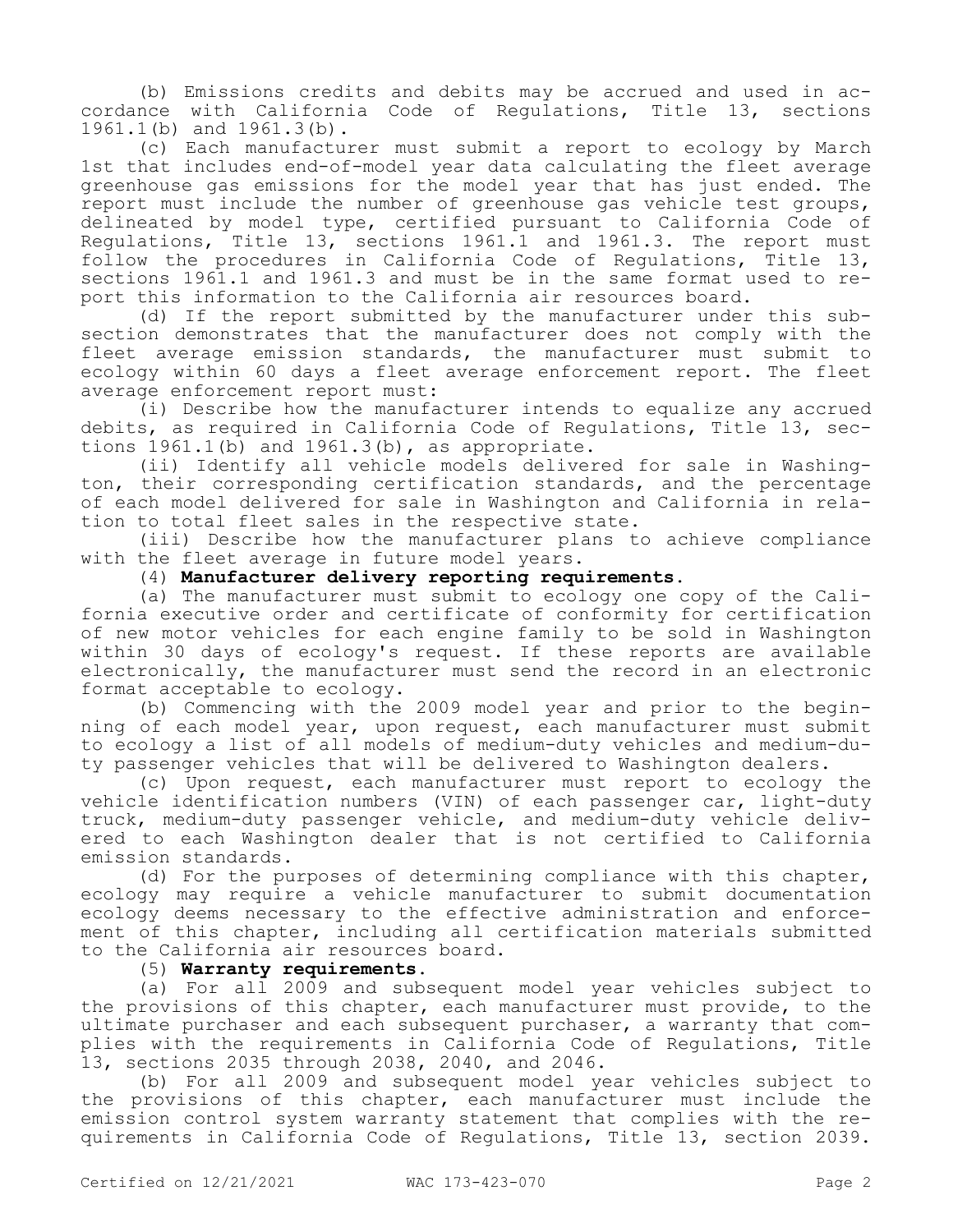(b) Emissions credits and debits may be accrued and used in accordance with California Code of Regulations, Title 13, sections 1961.1(b) and 1961.3(b).

(c) Each manufacturer must submit a report to ecology by March 1st that includes end-of-model year data calculating the fleet average greenhouse gas emissions for the model year that has just ended. The report must include the number of greenhouse gas vehicle test groups, delineated by model type, certified pursuant to California Code of Regulations, Title 13, sections 1961.1 and 1961.3. The report must follow the procedures in California Code of Regulations, Title 13, sections 1961.1 and 1961.3 and must be in the same format used to report this information to the California air resources board.

(d) If the report submitted by the manufacturer under this subsection demonstrates that the manufacturer does not comply with the fleet average emission standards, the manufacturer must submit to ecology within 60 days a fleet average enforcement report. The fleet average enforcement report must:

(i) Describe how the manufacturer intends to equalize any accrued debits, as required in California Code of Regulations, Title 13, sections 1961.1(b) and 1961.3(b), as appropriate.

(ii) Identify all vehicle models delivered for sale in Washington, their corresponding certification standards, and the percentage of each model delivered for sale in Washington and California in relation to total fleet sales in the respective state.

(iii) Describe how the manufacturer plans to achieve compliance with the fleet average in future model years.

(4) **Manufacturer delivery reporting requirements.**

(a) The manufacturer must submit to ecology one copy of the California executive order and certificate of conformity for certification of new motor vehicles for each engine family to be sold in Washington within 30 days of ecology's request. If these reports are available electronically, the manufacturer must send the record in an electronic format acceptable to ecology.

(b) Commencing with the 2009 model year and prior to the beginning of each model year, upon request, each manufacturer must submit to ecology a list of all models of medium-duty vehicles and medium-duty passenger vehicles that will be delivered to Washington dealers.

(c) Upon request, each manufacturer must report to ecology the vehicle identification numbers (VIN) of each passenger car, light-duty truck, medium-duty passenger vehicle, and medium-duty vehicle delivered to each Washington dealer that is not certified to California emission standards.

(d) For the purposes of determining compliance with this chapter, ecology may require a vehicle manufacturer to submit documentation ecology deems necessary to the effective administration and enforcement of this chapter, including all certification materials submitted to the California air resources board.

(5) **Warranty requirements.**

(a) For all 2009 and subsequent model year vehicles subject to the provisions of this chapter, each manufacturer must provide, to the ultimate purchaser and each subsequent purchaser, a warranty that complies with the requirements in California Code of Regulations, Title 13, sections 2035 through 2038, 2040, and 2046.

(b) For all 2009 and subsequent model year vehicles subject to the provisions of this chapter, each manufacturer must include the emission control system warranty statement that complies with the requirements in California Code of Regulations, Title 13, section 2039.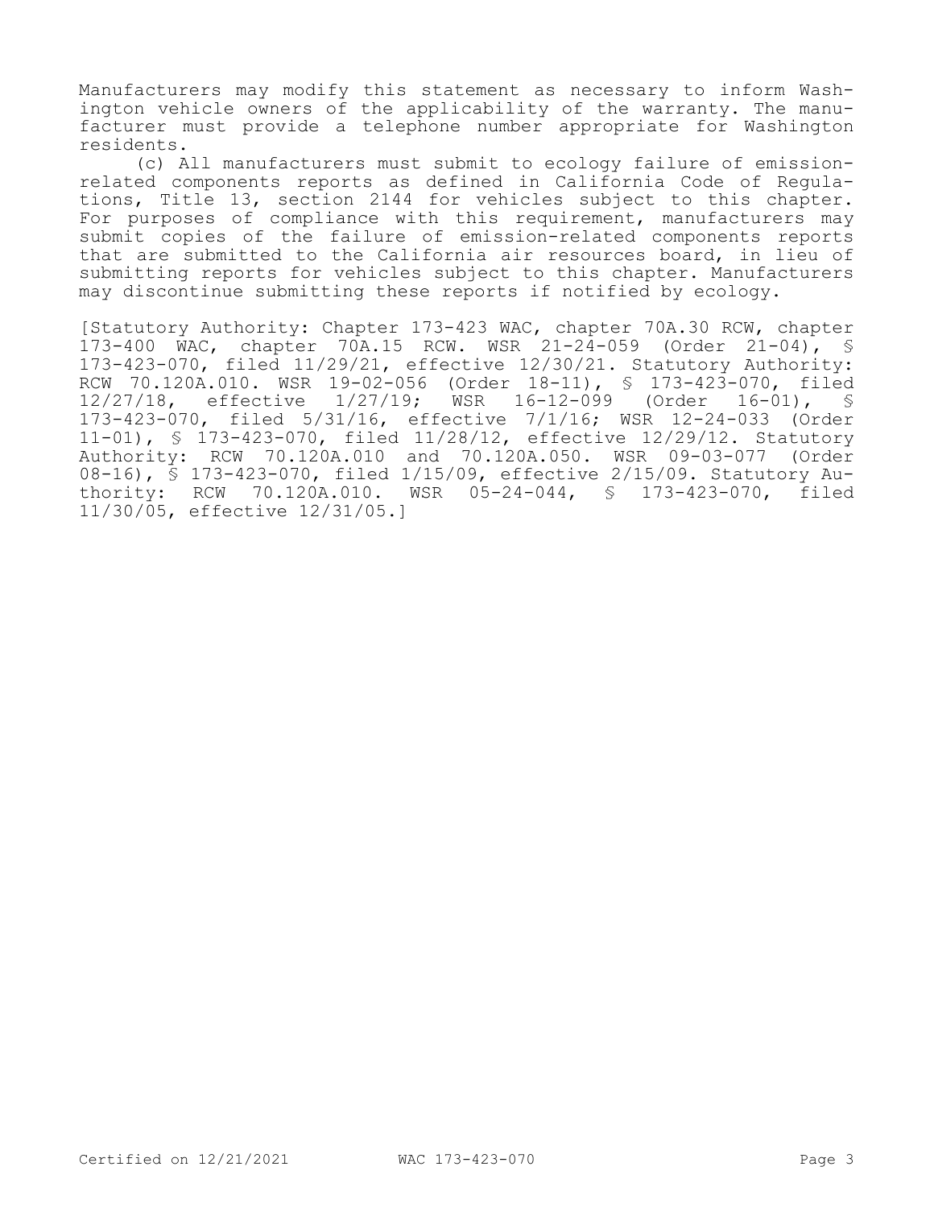Manufacturers may modify this statement as necessary to inform Washington vehicle owners of the applicability of the warranty. The manufacturer must provide a telephone number appropriate for Washington residents.

(c) All manufacturers must submit to ecology failure of emission-related components reports as defined in California Code of Regulations, Title 13, section 2144 for vehicles subject to this chapter. For purposes of compliance with this requirement, manufacturers may submit copies of the failure of emission-related components reports that are submitted to the California air resources board, in lieu of submitting reports for vehicles subject to this chapter. Manufacturers may discontinue submitting these reports if notified by ecology.

[Statutory Authority: Chapter 173-423 WAC, chapter 70A.30 RCW, chapter 173-400 WAC, chapter 70A.15 RCW. WSR 21-24-059 (Order 21-04), § 173-423-070, filed 11/29/21, effective 12/30/21. Statutory Authority: RCW 70.120A.010. WSR 19-02-056 (Order 18-11), § 173-423-070, filed 12/27/18, effective 1/27/19; WSR 16-12-099 (Order 16-01), § 173-423-070, filed 5/31/16, effective 7/1/16; WSR 12-24-033 (Order 11-01), § 173-423-070, filed 11/28/12, effective 12/29/12. Statutory Authority: RCW 70.120A.010 and 70.120A.050. WSR 09-03-077 (Order 08-16), § 173-423-070, filed 1/15/09, effective 2/15/09. Statutory Authority: RCW 70.120A.010. WSR 05-24-044, § 173-423-070, filed 11/30/05, effective 12/31/05.]